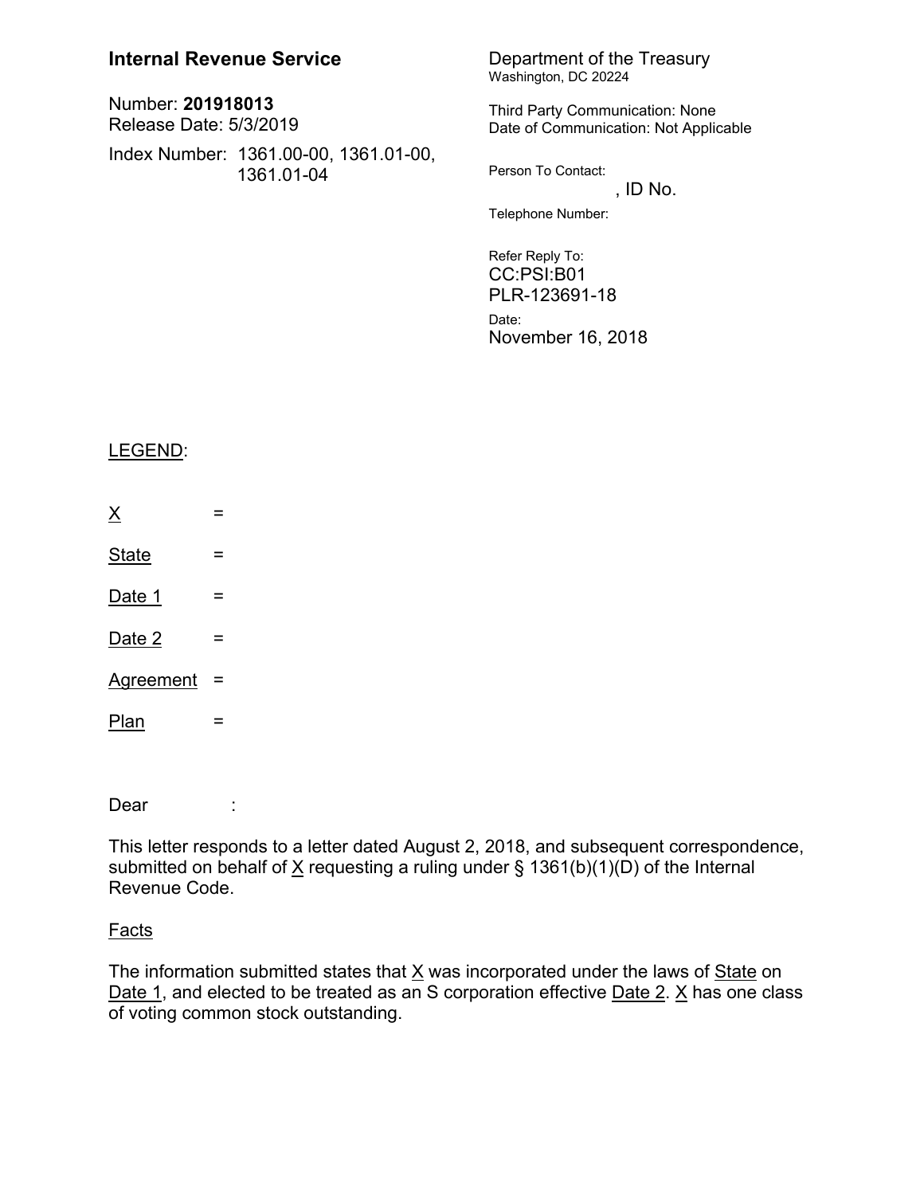**Internal Revenue Service**

Number: **201918013**
Release Date: 5/3/2019

Index Number: 1361.00-00, 1361.01-00, 1361.01-04

Department of the Treasury
Washington, DC 20224

Third Party Communication: None
Date of Communication: Not Applicable

Person To Contact:
, ID No.

Telephone Number:

Refer Reply To:
CC:PSI:B01
PLR-123691-18

Date:
November 16, 2018

LEGEND:

X =

State =

Date 1 =

Date 2 =

Agreement =

Plan =

Dear :

This letter responds to a letter dated August 2, 2018, and subsequent correspondence, submitted on behalf of X requesting a ruling under § 1361(b)(1)(D) of the Internal Revenue Code.

## Facts

The information submitted states that X was incorporated under the laws of State on Date 1, and elected to be treated as an S corporation effective Date 2. X has one class of voting common stock outstanding.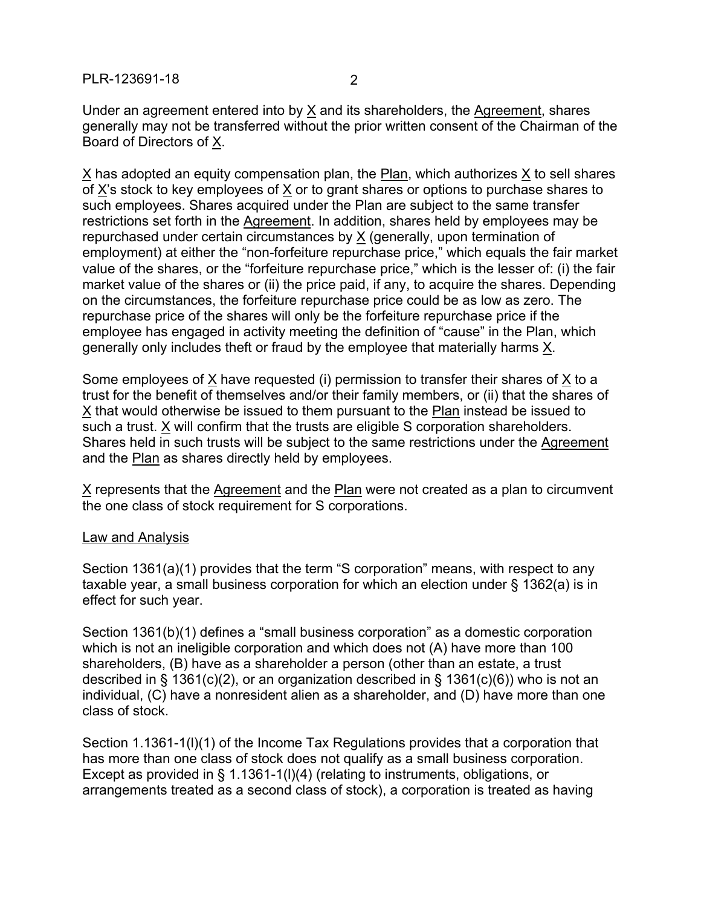Under an agreement entered into by X and its shareholders, the Agreement, shares generally may not be transferred without the prior written consent of the Chairman of the Board of Directors of X.

X has adopted an equity compensation plan, the Plan, which authorizes X to sell shares of X's stock to key employees of X or to grant shares or options to purchase shares to such employees. Shares acquired under the Plan are subject to the same transfer restrictions set forth in the Agreement. In addition, shares held by employees may be repurchased under certain circumstances by X (generally, upon termination of employment) at either the "non-forfeiture repurchase price," which equals the fair market value of the shares, or the "forfeiture repurchase price," which is the lesser of: (i) the fair market value of the shares or (ii) the price paid, if any, to acquire the shares. Depending on the circumstances, the forfeiture repurchase price could be as low as zero. The repurchase price of the shares will only be the forfeiture repurchase price if the employee has engaged in activity meeting the definition of "cause" in the Plan, which generally only includes theft or fraud by the employee that materially harms X.

Some employees of X have requested (i) permission to transfer their shares of X to a trust for the benefit of themselves and/or their family members, or (ii) that the shares of X that would otherwise be issued to them pursuant to the Plan instead be issued to such a trust. X will confirm that the trusts are eligible S corporation shareholders. Shares held in such trusts will be subject to the same restrictions under the Agreement and the Plan as shares directly held by employees.

X represents that the Agreement and the Plan were not created as a plan to circumvent the one class of stock requirement for S corporations.

## Law and Analysis

Section 1361(a)(1) provides that the term "S corporation" means, with respect to any taxable year, a small business corporation for which an election under § 1362(a) is in effect for such year.

Section 1361(b)(1) defines a "small business corporation" as a domestic corporation which is not an ineligible corporation and which does not (A) have more than 100 shareholders, (B) have as a shareholder a person (other than an estate, a trust described in § 1361(c)(2), or an organization described in § 1361(c)(6)) who is not an individual, (C) have a nonresident alien as a shareholder, and (D) have more than one class of stock.

Section 1.1361-1(l)(1) of the Income Tax Regulations provides that a corporation that has more than one class of stock does not qualify as a small business corporation. Except as provided in § 1.1361-1(l)(4) (relating to instruments, obligations, or arrangements treated as a second class of stock), a corporation is treated as having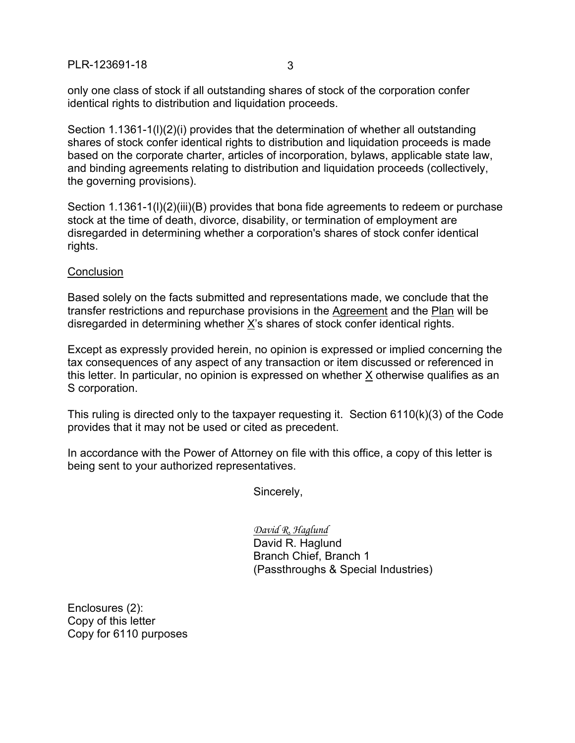only one class of stock if all outstanding shares of stock of the corporation confer identical rights to distribution and liquidation proceeds.

Section 1.1361-1(l)(2)(i) provides that the determination of whether all outstanding shares of stock confer identical rights to distribution and liquidation proceeds is made based on the corporate charter, articles of incorporation, bylaws, applicable state law, and binding agreements relating to distribution and liquidation proceeds (collectively, the governing provisions).

Section 1.1361-1(l)(2)(iii)(B) provides that bona fide agreements to redeem or purchase stock at the time of death, divorce, disability, or termination of employment are disregarded in determining whether a corporation's shares of stock confer identical rights.

Conclusion

Based solely on the facts submitted and representations made, we conclude that the transfer restrictions and repurchase provisions in the Agreement and the Plan will be disregarded in determining whether X's shares of stock confer identical rights.

Except as expressly provided herein, no opinion is expressed or implied concerning the tax consequences of any aspect of any transaction or item discussed or referenced in this letter. In particular, no opinion is expressed on whether X otherwise qualifies as an S corporation.

This ruling is directed only to the taxpayer requesting it. Section 6110(k)(3) of the Code provides that it may not be used or cited as precedent.

In accordance with the Power of Attorney on file with this office, a copy of this letter is being sent to your authorized representatives.

Sincerely,

*David R. Haglund*
David R. Haglund
Branch Chief, Branch 1
(Passthroughs & Special Industries)

Enclosures (2):
Copy of this letter
Copy for 6110 purposes